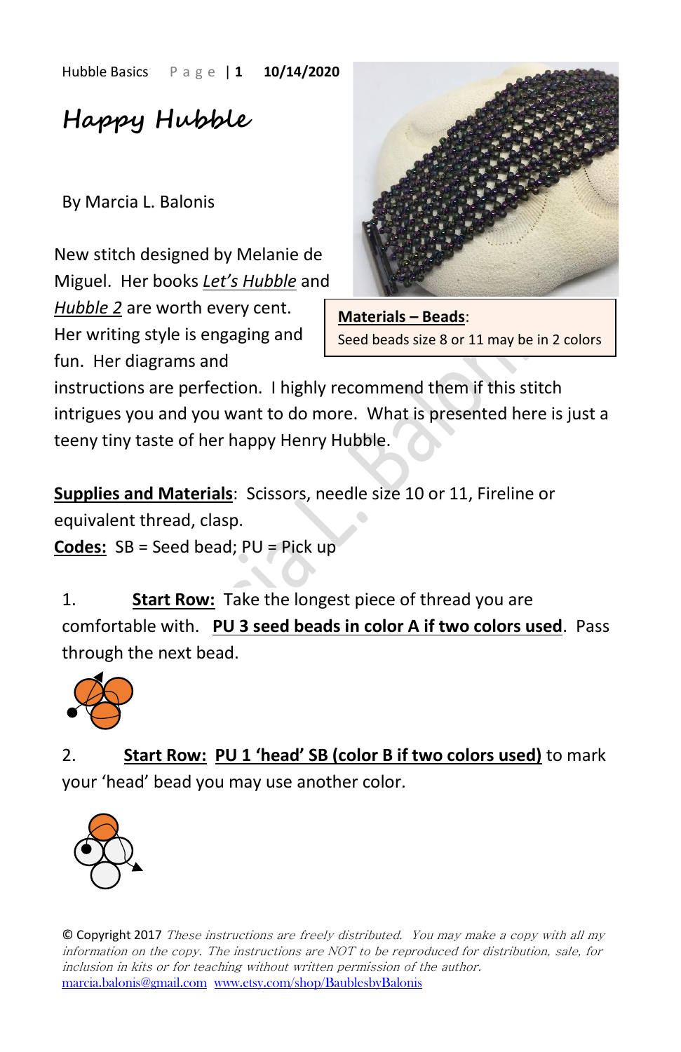# Happy Hubble

By Marcia L. Balonis

New stitch designed by Melanie de Miguel. Her books *Let's Hubble* and *Hubble 2* are worth every cent. Her writing style is engaging and fun. Her diagrams and instructions are perfection. I highly recommend them if this stitch intrigues you and you want to do more. What is presented here is just a teeny tiny taste of her happy Henry Hubble.

**Materials – Beads**: Seed beads size 8 or 11 may be in 2 colors

**Supplies and Materials**: Scissors, needle size 10 or 11, Fireline or equivalent thread, clasp.

**Codes:** SB = Seed bead; PU = Pick up

1. **Start Row:** Take the longest piece of thread you are comfortable with. **PU 3 seed beads in color A if two colors used**. Pass through the next bead.

2. **Start Row:** **PU 1 'head' SB (color B if two colors used)** to mark your 'head' bead you may use another color.

© Copyright 2017 *These instructions are freely distributed. You may make a copy with all my information on the copy. The instructions are NOT to be reproduced for distribution, sale, for inclusion in kits or for teaching without written permission of the author.*
marcia.balonis@gmail.com www.etsy.com/shop/BaublesbyBalonis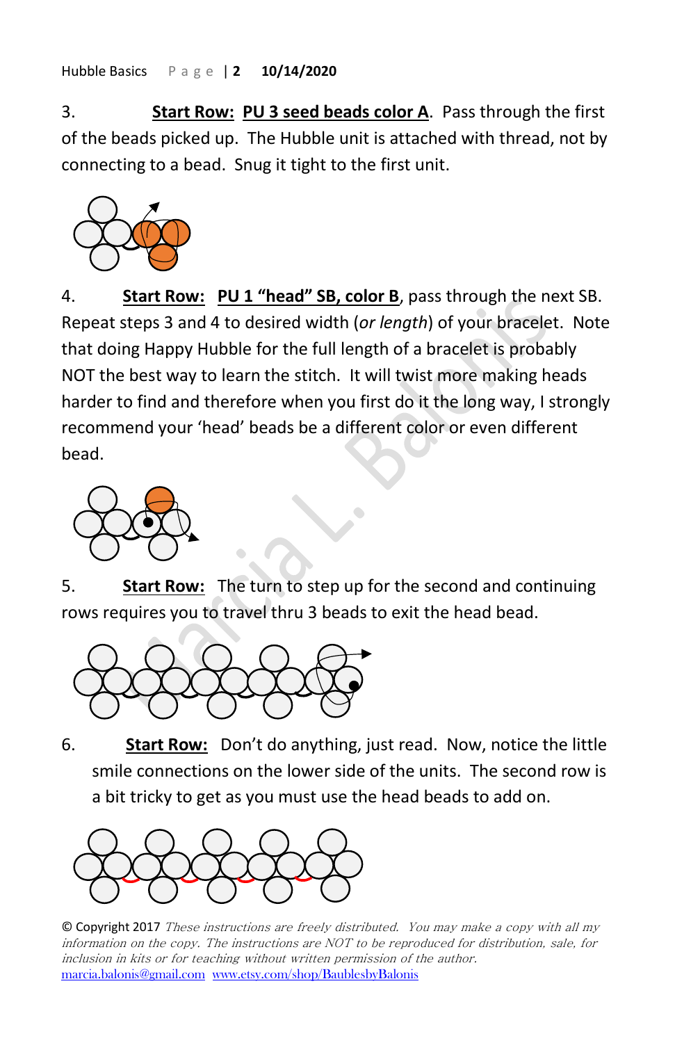3. **Start Row: PU 3 seed beads color A**. Pass through the first of the beads picked up. The Hubble unit is attached with thread, not by connecting to a bead. Snug it tight to the first unit.

4. **Start Row: PU 1 "head" SB, color B**, pass through the next SB. Repeat steps 3 and 4 to desired width (*or length*) of your bracelet. Note that doing Happy Hubble for the full length of a bracelet is probably NOT the best way to learn the stitch. It will twist more making heads harder to find and therefore when you first do it the long way, I strongly recommend your 'head' beads be a different color or even different bead.

5. **Start Row:** The turn to step up for the second and continuing rows requires you to travel thru 3 beads to exit the head bead.

6. **Start Row:** Don't do anything, just read. Now, notice the little smile connections on the lower side of the units. The second row is a bit tricky to get as you must use the head beads to add on.

© Copyright 2017 *These instructions are freely distributed. You may make a copy with all my information on the copy. The instructions are NOT to be reproduced for distribution, sale, for inclusion in kits or for teaching without written permission of the author.*
marcia.balonis@gmail.com www.etsy.com/shop/BaublesbyBalonis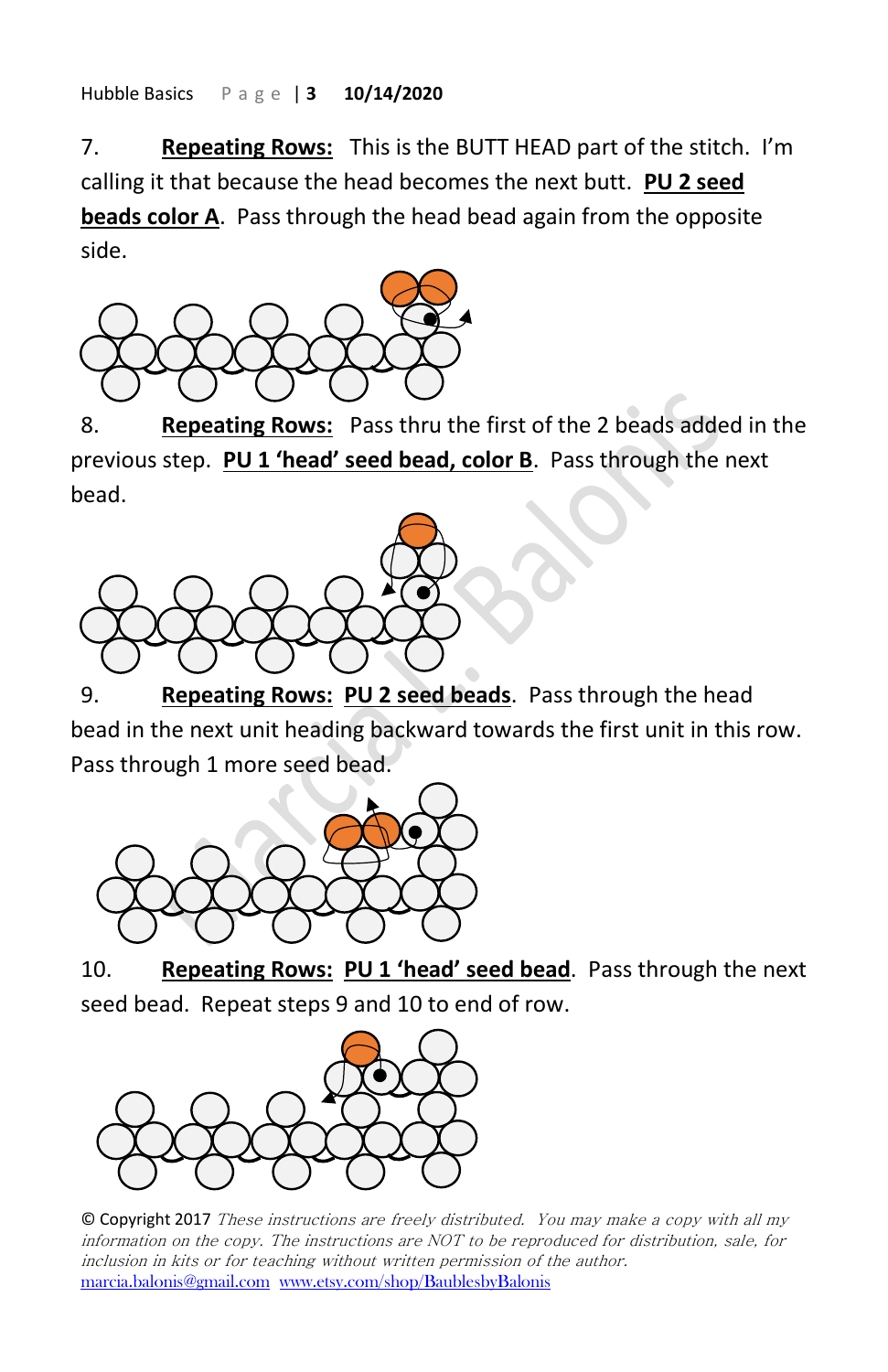7. **Repeating Rows:** This is the BUTT HEAD part of the stitch. I'm calling it that because the head becomes the next butt. **PU 2 seed beads color A**. Pass through the head bead again from the opposite side.

8. **Repeating Rows:** Pass thru the first of the 2 beads added in the previous step. **PU 1 'head' seed bead, color B**. Pass through the next bead.

9. **Repeating Rows:** **PU 2 seed beads**. Pass through the head bead in the next unit heading backward towards the first unit in this row. Pass through 1 more seed bead.

10. **Repeating Rows:** **PU 1 'head' seed bead**. Pass through the next seed bead. Repeat steps 9 and 10 to end of row.

© Copyright 2017 *These instructions are freely distributed. You may make a copy with all my information on the copy. The instructions are NOT to be reproduced for distribution, sale, for inclusion in kits or for teaching without written permission of the author.*
marcia.balonis@gmail.com www.etsy.com/shop/BaublesbyBalonis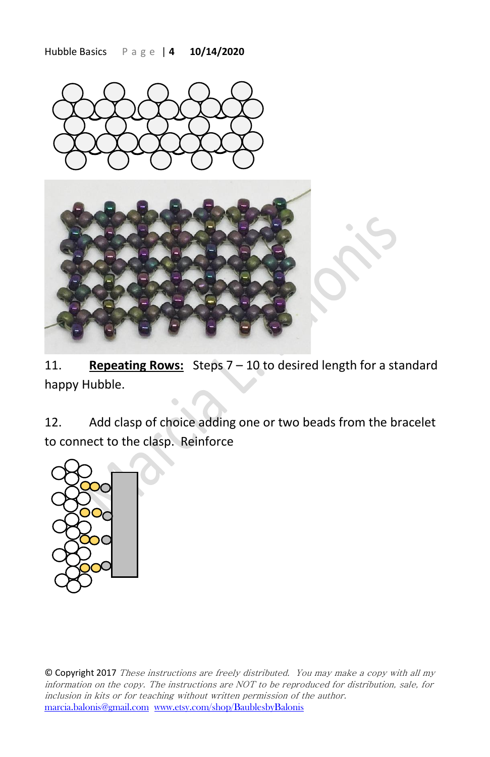11. **Repeating Rows:** Steps 7 – 10 to desired length for a standard happy Hubble.

12. Add clasp of choice adding one or two beads from the bracelet to connect to the clasp. Reinforce

© Copyright 2017 *These instructions are freely distributed. You may make a copy with all my information on the copy. The instructions are NOT to be reproduced for distribution, sale, for inclusion in kits or for teaching without written permission of the author.*
marcia.balonis@gmail.com www.etsy.com/shop/BaublesbyBalonis